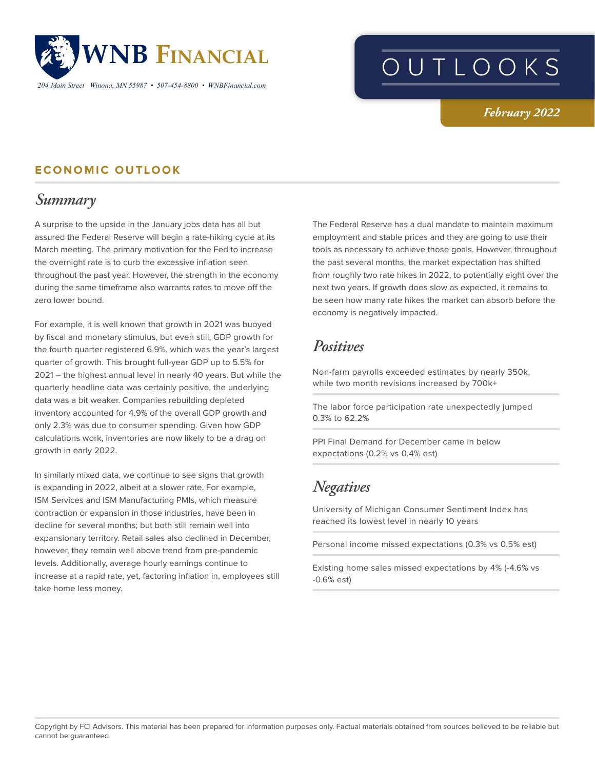# WNB Financial

204 Main Street Winona, MN 55987 • 507-454-8800 • WNBFinancial.com

# OUTLOOKS

*February 2022*

## ECONOMIC OUTLOOK

### *Summary*

A surprise to the upside in the January jobs data has all but assured the Federal Reserve will begin a rate-hiking cycle at its March meeting. The primary motivation for the Fed to increase the overnight rate is to curb the excessive inflation seen throughout the past year. However, the strength in the economy during the same timeframe also warrants rates to move off the zero lower bound.

For example, it is well known that growth in 2021 was buoyed by fiscal and monetary stimulus, but even still, GDP growth for the fourth quarter registered 6.9%, which was the year's largest quarter of growth. This brought full-year GDP up to 5.5% for 2021 – the highest annual level in nearly 40 years. But while the quarterly headline data was certainly positive, the underlying data was a bit weaker. Companies rebuilding depleted inventory accounted for 4.9% of the overall GDP growth and only 2.3% was due to consumer spending. Given how GDP calculations work, inventories are now likely to be a drag on growth in early 2022.

In similarly mixed data, we continue to see signs that growth is expanding in 2022, albeit at a slower rate. For example, ISM Services and ISM Manufacturing PMIs, which measure contraction or expansion in those industries, have been in decline for several months; but both still remain well into expansionary territory. Retail sales also declined in December, however, they remain well above trend from pre-pandemic levels. Additionally, average hourly earnings continue to increase at a rapid rate, yet, factoring inflation in, employees still take home less money.

The Federal Reserve has a dual mandate to maintain maximum employment and stable prices and they are going to use their tools as necessary to achieve those goals. However, throughout the past several months, the market expectation has shifted from roughly two rate hikes in 2022, to potentially eight over the next two years. If growth does slow as expected, it remains to be seen how many rate hikes the market can absorb before the economy is negatively impacted.

### *Positives*

Non-farm payrolls exceeded estimates by nearly 350k, while two month revisions increased by 700k+

The labor force participation rate unexpectedly jumped 0.3% to 62.2%

PPI Final Demand for December came in below expectations (0.2% vs 0.4% est)

### *Negatives*

University of Michigan Consumer Sentiment Index has reached its lowest level in nearly 10 years

Personal income missed expectations (0.3% vs 0.5% est)

Existing home sales missed expectations by 4% (-4.6% vs -0.6% est)

Copyright by FCI Advisors. This material has been prepared for information purposes only. Factual materials obtained from sources believed to be reliable but cannot be guaranteed.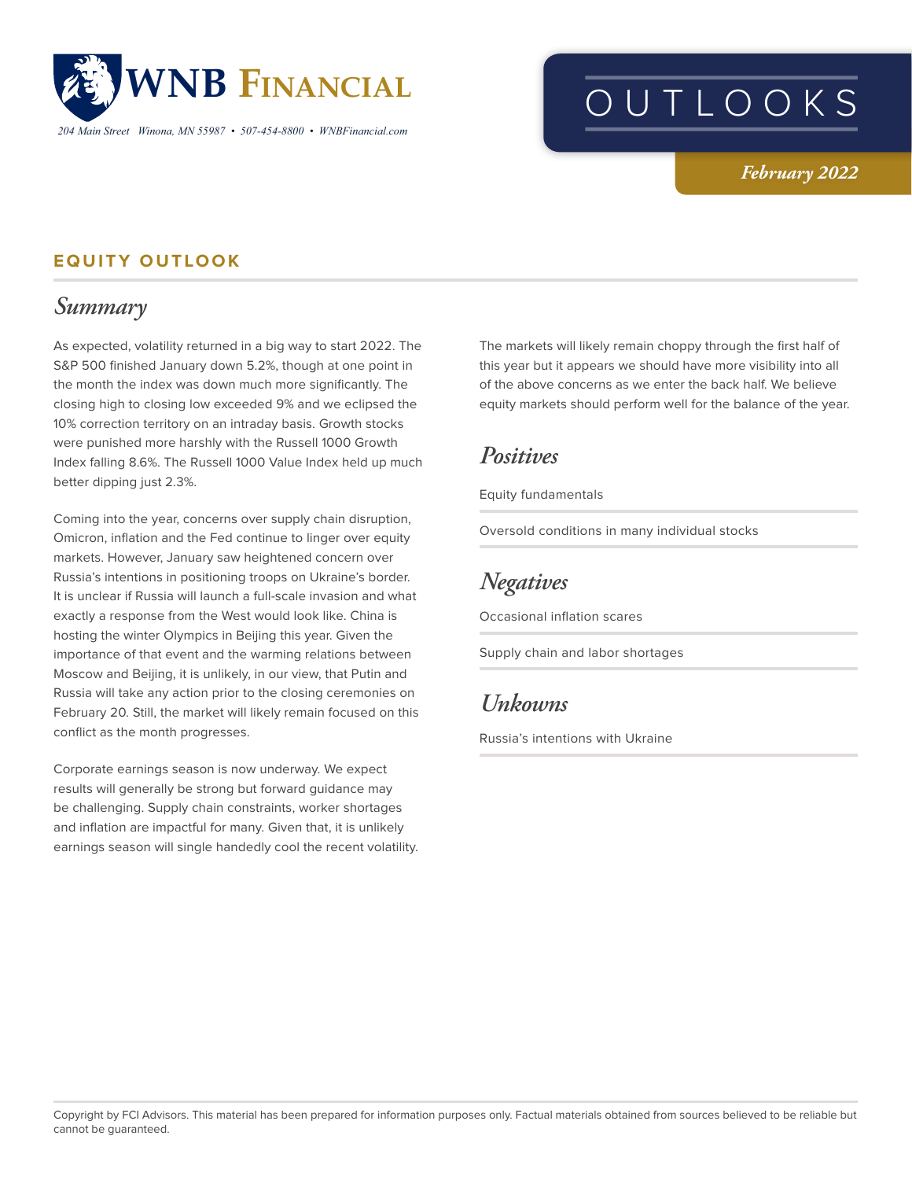# WNB Financial

204 Main Street Winona, MN 55987 • 507-454-8800 • WNBFinancial.com

# OUTLOOKS

*February 2022*

## EQUITY OUTLOOK

### *Summary*

As expected, volatility returned in a big way to start 2022. The S&P 500 finished January down 5.2%, though at one point in the month the index was down much more significantly. The closing high to closing low exceeded 9% and we eclipsed the 10% correction territory on an intraday basis. Growth stocks were punished more harshly with the Russell 1000 Growth Index falling 8.6%. The Russell 1000 Value Index held up much better dipping just 2.3%.

Coming into the year, concerns over supply chain disruption, Omicron, inflation and the Fed continue to linger over equity markets. However, January saw heightened concern over Russia's intentions in positioning troops on Ukraine's border. It is unclear if Russia will launch a full-scale invasion and what exactly a response from the West would look like. China is hosting the winter Olympics in Beijing this year. Given the importance of that event and the warming relations between Moscow and Beijing, it is unlikely, in our view, that Putin and Russia will take any action prior to the closing ceremonies on February 20. Still, the market will likely remain focused on this conflict as the month progresses.

Corporate earnings season is now underway. We expect results will generally be strong but forward guidance may be challenging. Supply chain constraints, worker shortages and inflation are impactful for many. Given that, it is unlikely earnings season will single handedly cool the recent volatility.

The markets will likely remain choppy through the first half of this year but it appears we should have more visibility into all of the above concerns as we enter the back half. We believe equity markets should perform well for the balance of the year.

### *Positives*

Equity fundamentals

Oversold conditions in many individual stocks

### *Negatives*

Occasional inflation scares

Supply chain and labor shortages

### *Unkowns*

Russia's intentions with Ukraine

Copyright by FCI Advisors. This material has been prepared for information purposes only. Factual materials obtained from sources believed to be reliable but cannot be guaranteed.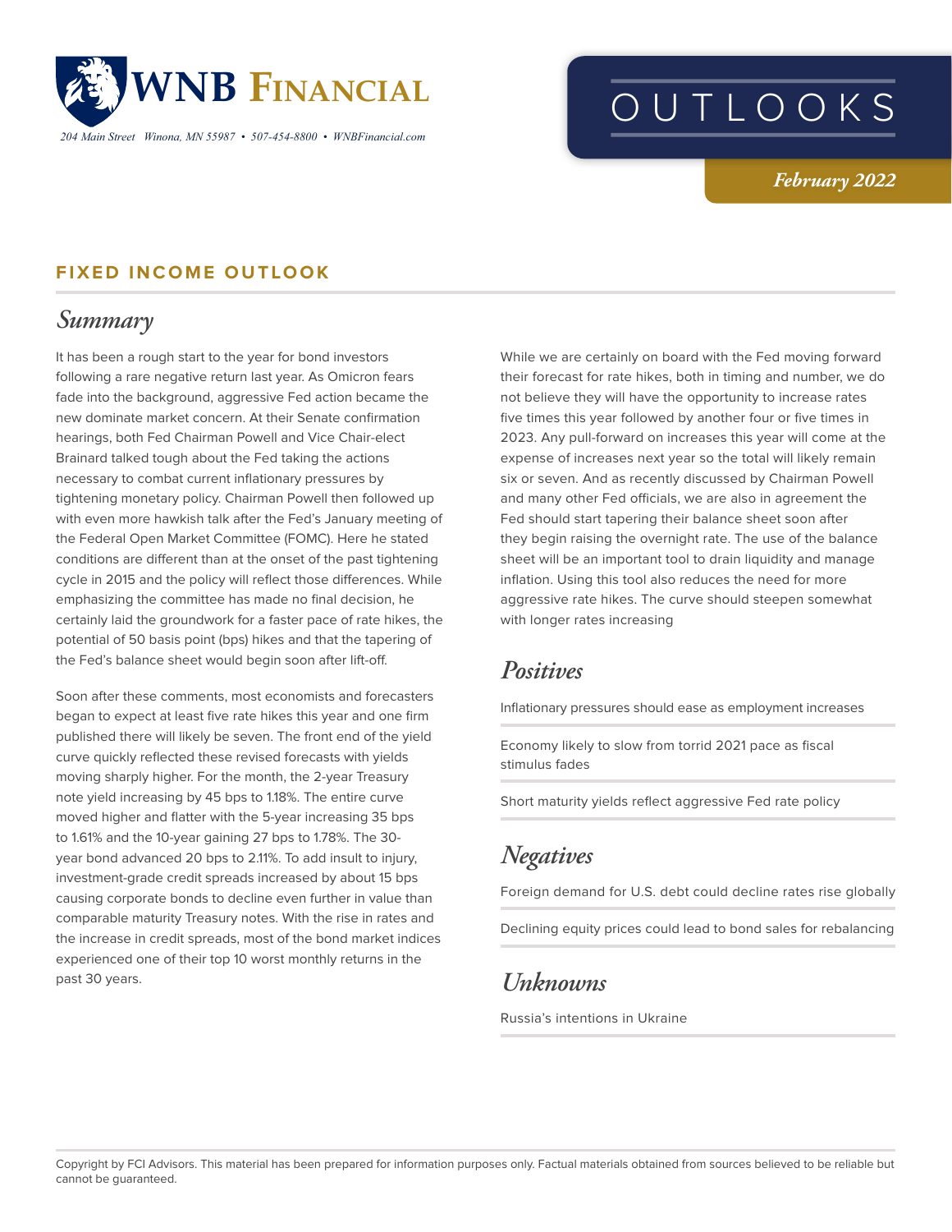# WNB FINANCIAL

204 Main Street Winona, MN 55987 • 507-454-8800 • WNBFinancial.com

# OUTLOOKS

*February 2022*

## FIXED INCOME OUTLOOK

### *Summary*

It has been a rough start to the year for bond investors following a rare negative return last year. As Omicron fears fade into the background, aggressive Fed action became the new dominate market concern. At their Senate confirmation hearings, both Fed Chairman Powell and Vice Chair-elect Brainard talked tough about the Fed taking the actions necessary to combat current inflationary pressures by tightening monetary policy. Chairman Powell then followed up with even more hawkish talk after the Fed's January meeting of the Federal Open Market Committee (FOMC). Here he stated conditions are different than at the onset of the past tightening cycle in 2015 and the policy will reflect those differences. While emphasizing the committee has made no final decision, he certainly laid the groundwork for a faster pace of rate hikes, the potential of 50 basis point (bps) hikes and that the tapering of the Fed's balance sheet would begin soon after lift-off.

Soon after these comments, most economists and forecasters began to expect at least five rate hikes this year and one firm published there will likely be seven. The front end of the yield curve quickly reflected these revised forecasts with yields moving sharply higher. For the month, the 2-year Treasury note yield increasing by 45 bps to 1.18%. The entire curve moved higher and flatter with the 5-year increasing 35 bps to 1.61% and the 10-year gaining 27 bps to 1.78%. The 30-year bond advanced 20 bps to 2.11%. To add insult to injury, investment-grade credit spreads increased by about 15 bps causing corporate bonds to decline even further in value than comparable maturity Treasury notes. With the rise in rates and the increase in credit spreads, most of the bond market indices experienced one of their top 10 worst monthly returns in the past 30 years.

While we are certainly on board with the Fed moving forward their forecast for rate hikes, both in timing and number, we do not believe they will have the opportunity to increase rates five times this year followed by another four or five times in 2023. Any pull-forward on increases this year will come at the expense of increases next year so the total will likely remain six or seven. And as recently discussed by Chairman Powell and many other Fed officials, we are also in agreement the Fed should start tapering their balance sheet soon after they begin raising the overnight rate. The use of the balance sheet will be an important tool to drain liquidity and manage inflation. Using this tool also reduces the need for more aggressive rate hikes. The curve should steepen somewhat with longer rates increasing

### *Positives*

Inflationary pressures should ease as employment increases

Economy likely to slow from torrid 2021 pace as fiscal stimulus fades

Short maturity yields reflect aggressive Fed rate policy

### *Negatives*

Foreign demand for U.S. debt could decline rates rise globally

Declining equity prices could lead to bond sales for rebalancing

### *Unknowns*

Russia's intentions in Ukraine

Copyright by FCI Advisors. This material has been prepared for information purposes only. Factual materials obtained from sources believed to be reliable but cannot be guaranteed.